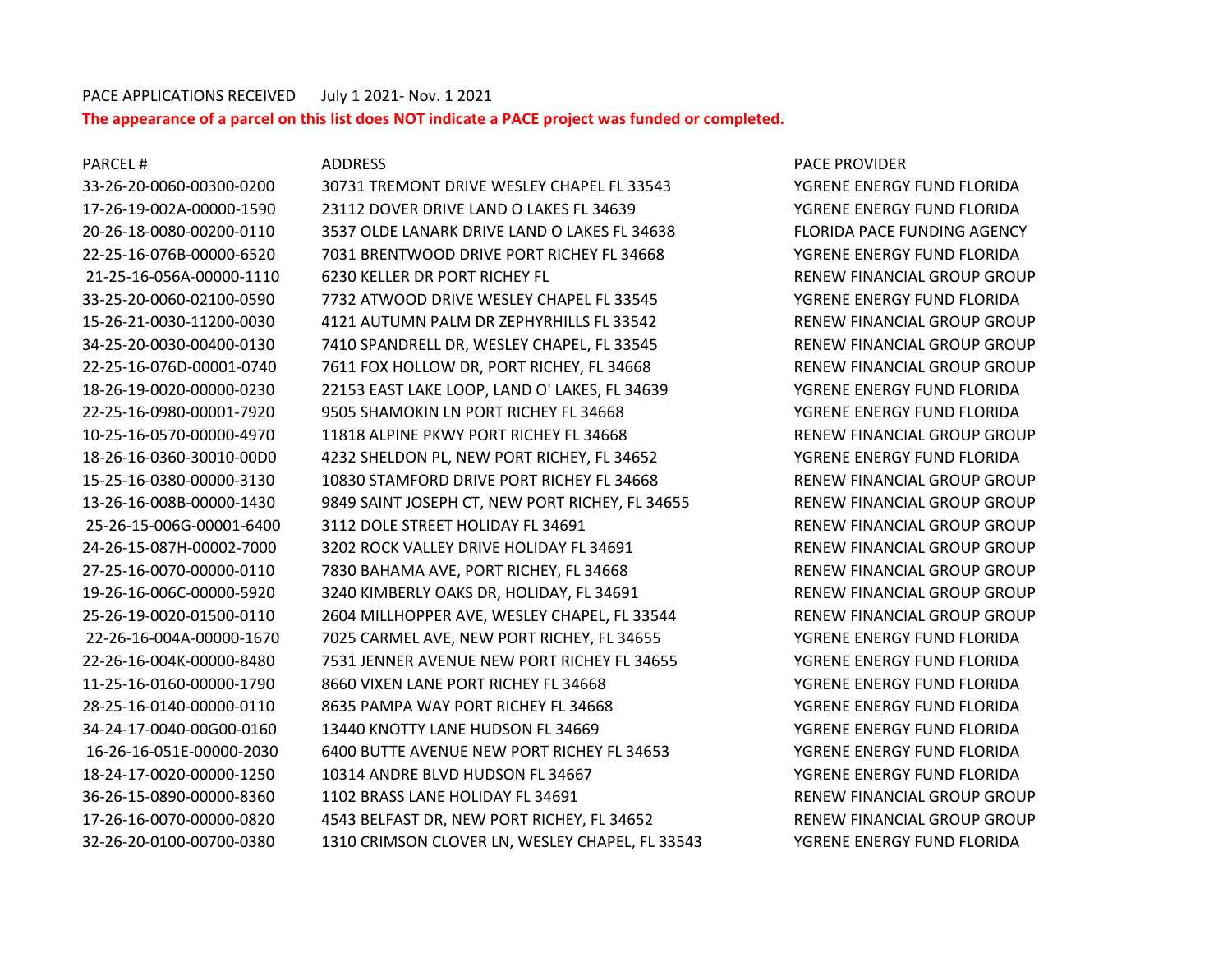PACE APPLICATIONS RECEIVED July 1 2021- Nov. 1 2021

**The appearance of a parcel on this list does NOT indicate a PACE project was funded or completed.**

| PARCEL # | ADDRESS | PACE PROVIDER |
|---|---|---|
| 33-26-20-0060-00300-0200 | 30731 TREMONT DRIVE WESLEY CHAPEL FL 33543 | YGRENE ENERGY FUND FLORIDA |
| 17-26-19-002A-00000-1590 | 23112 DOVER DRIVE LAND O LAKES FL 34639 | YGRENE ENERGY FUND FLORIDA |
| 20-26-18-0080-00200-0110 | 3537 OLDE LANARK DRIVE LAND O LAKES FL 34638 | FLORIDA PACE FUNDING AGENCY |
| 22-25-16-076B-00000-6520 | 7031 BRENTWOOD DRIVE PORT RICHEY FL 34668 | YGRENE ENERGY FUND FLORIDA |
| 21-25-16-056A-00000-1110 | 6230 KELLER DR PORT RICHEY FL | RENEW FINANCIAL GROUP GROUP |
| 33-25-20-0060-02100-0590 | 7732 ATWOOD DRIVE WESLEY CHAPEL FL 33545 | YGRENE ENERGY FUND FLORIDA |
| 15-26-21-0030-11200-0030 | 4121 AUTUMN PALM DR ZEPHYRHILLS FL 33542 | RENEW FINANCIAL GROUP GROUP |
| 34-25-20-0030-00400-0130 | 7410 SPANDRELL DR, WESLEY CHAPEL, FL 33545 | RENEW FINANCIAL GROUP GROUP |
| 22-25-16-076D-00001-0740 | 7611 FOX HOLLOW DR, PORT RICHEY, FL 34668 | RENEW FINANCIAL GROUP GROUP |
| 18-26-19-0020-00000-0230 | 22153 EAST LAKE LOOP, LAND O' LAKES, FL 34639 | YGRENE ENERGY FUND FLORIDA |
| 22-25-16-0980-00001-7920 | 9505 SHAMOKIN LN PORT RICHEY FL 34668 | YGRENE ENERGY FUND FLORIDA |
| 10-25-16-0570-00000-4970 | 11818 ALPINE PKWY PORT RICHEY FL 34668 | RENEW FINANCIAL GROUP GROUP |
| 18-26-16-0360-30010-00D0 | 4232 SHELDON PL, NEW PORT RICHEY, FL 34652 | YGRENE ENERGY FUND FLORIDA |
| 15-25-16-0380-00000-3130 | 10830 STAMFORD DRIVE PORT RICHEY FL 34668 | RENEW FINANCIAL GROUP GROUP |
| 13-26-16-008B-00000-1430 | 9849 SAINT JOSEPH CT, NEW PORT RICHEY, FL 34655 | RENEW FINANCIAL GROUP GROUP |
| 25-26-15-006G-00001-6400 | 3112 DOLE STREET HOLIDAY FL 34691 | RENEW FINANCIAL GROUP GROUP |
| 24-26-15-087H-00002-7000 | 3202 ROCK VALLEY DRIVE HOLIDAY FL 34691 | RENEW FINANCIAL GROUP GROUP |
| 27-25-16-0070-00000-0110 | 7830 BAHAMA AVE, PORT RICHEY, FL 34668 | RENEW FINANCIAL GROUP GROUP |
| 19-26-16-006C-00000-5920 | 3240 KIMBERLY OAKS DR, HOLIDAY, FL 34691 | RENEW FINANCIAL GROUP GROUP |
| 25-26-19-0020-01500-0110 | 2604 MILLHOPPER AVE, WESLEY CHAPEL, FL 33544 | RENEW FINANCIAL GROUP GROUP |
| 22-26-16-004A-00000-1670 | 7025 CARMEL AVE, NEW PORT RICHEY, FL 34655 | YGRENE ENERGY FUND FLORIDA |
| 22-26-16-004K-00000-8480 | 7531 JENNER AVENUE NEW PORT RICHEY FL 34655 | YGRENE ENERGY FUND FLORIDA |
| 11-25-16-0160-00000-1790 | 8660 VIXEN LANE PORT RICHEY FL 34668 | YGRENE ENERGY FUND FLORIDA |
| 28-25-16-0140-00000-0110 | 8635 PAMPA WAY PORT RICHEY FL 34668 | YGRENE ENERGY FUND FLORIDA |
| 34-24-17-0040-00G00-0160 | 13440 KNOTTY LANE HUDSON FL 34669 | YGRENE ENERGY FUND FLORIDA |
| 16-26-16-051E-00000-2030 | 6400 BUTTE AVENUE NEW PORT RICHEY FL 34653 | YGRENE ENERGY FUND FLORIDA |
| 18-24-17-0020-00000-1250 | 10314 ANDRE BLVD HUDSON FL 34667 | YGRENE ENERGY FUND FLORIDA |
| 36-26-15-0890-00000-8360 | 1102 BRASS LANE HOLIDAY FL 34691 | RENEW FINANCIAL GROUP GROUP |
| 17-26-16-0070-00000-0820 | 4543 BELFAST DR, NEW PORT RICHEY, FL 34652 | RENEW FINANCIAL GROUP GROUP |
| 32-26-20-0100-00700-0380 | 1310 CRIMSON CLOVER LN, WESLEY CHAPEL, FL 33543 | YGRENE ENERGY FUND FLORIDA |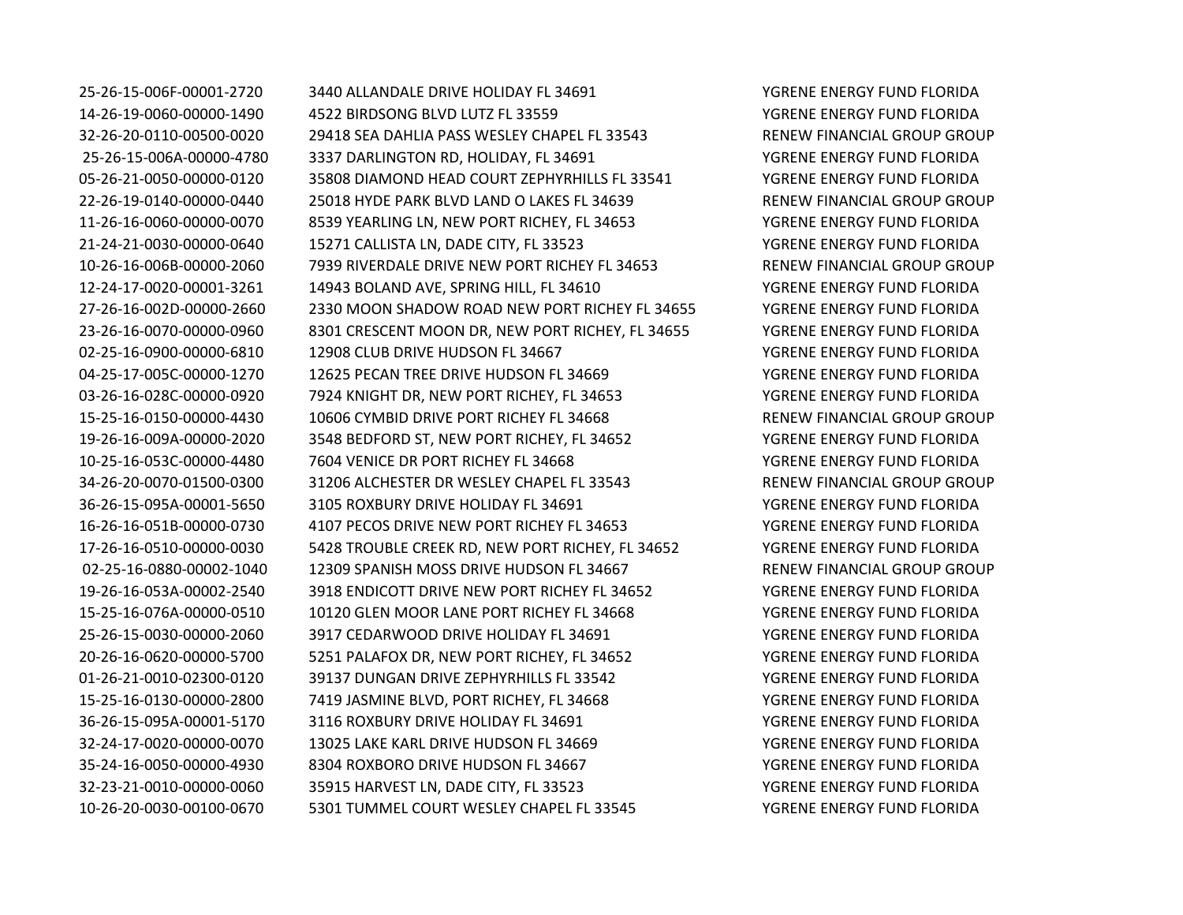| | | |
|---|---|---|
| 25-26-15-006F-00001-2720 | 3440 ALLANDALE DRIVE HOLIDAY FL 34691 | YGRENE ENERGY FUND FLORIDA |
| 14-26-19-0060-00000-1490 | 4522 BIRDSONG BLVD LUTZ FL 33559 | YGRENE ENERGY FUND FLORIDA |
| 32-26-20-0110-00500-0020 | 29418 SEA DAHLIA PASS WESLEY CHAPEL FL 33543 | RENEW FINANCIAL GROUP GROUP |
| 25-26-15-006A-00000-4780 | 3337 DARLINGTON RD, HOLIDAY, FL 34691 | YGRENE ENERGY FUND FLORIDA |
| 05-26-21-0050-00000-0120 | 35808 DIAMOND HEAD COURT ZEPHYRHILLS FL 33541 | YGRENE ENERGY FUND FLORIDA |
| 22-26-19-0140-00000-0440 | 25018 HYDE PARK BLVD LAND O LAKES FL 34639 | RENEW FINANCIAL GROUP GROUP |
| 11-26-16-0060-00000-0070 | 8539 YEARLING LN, NEW PORT RICHEY, FL 34653 | YGRENE ENERGY FUND FLORIDA |
| 21-24-21-0030-00000-0640 | 15271 CALLISTA LN, DADE CITY, FL 33523 | YGRENE ENERGY FUND FLORIDA |
| 10-26-16-006B-00000-2060 | 7939 RIVERDALE DRIVE NEW PORT RICHEY FL 34653 | RENEW FINANCIAL GROUP GROUP |
| 12-24-17-0020-00001-3261 | 14943 BOLAND AVE, SPRING HILL, FL 34610 | YGRENE ENERGY FUND FLORIDA |
| 27-26-16-002D-00000-2660 | 2330 MOON SHADOW ROAD NEW PORT RICHEY FL 34655 | YGRENE ENERGY FUND FLORIDA |
| 23-26-16-0070-00000-0960 | 8301 CRESCENT MOON DR, NEW PORT RICHEY, FL 34655 | YGRENE ENERGY FUND FLORIDA |
| 02-25-16-0900-00000-6810 | 12908 CLUB DRIVE HUDSON FL 34667 | YGRENE ENERGY FUND FLORIDA |
| 04-25-17-005C-00000-1270 | 12625 PECAN TREE DRIVE HUDSON FL 34669 | YGRENE ENERGY FUND FLORIDA |
| 03-26-16-028C-00000-0920 | 7924 KNIGHT DR, NEW PORT RICHEY, FL 34653 | YGRENE ENERGY FUND FLORIDA |
| 15-25-16-0150-00000-4430 | 10606 CYMBID DRIVE PORT RICHEY FL 34668 | RENEW FINANCIAL GROUP GROUP |
| 19-26-16-009A-00000-2020 | 3548 BEDFORD ST, NEW PORT RICHEY, FL 34652 | YGRENE ENERGY FUND FLORIDA |
| 10-25-16-053C-00000-4480 | 7604 VENICE DR PORT RICHEY FL 34668 | YGRENE ENERGY FUND FLORIDA |
| 34-26-20-0070-01500-0300 | 31206 ALCHESTER DR WESLEY CHAPEL FL 33543 | RENEW FINANCIAL GROUP GROUP |
| 36-26-15-095A-00001-5650 | 3105 ROXBURY DRIVE HOLIDAY FL 34691 | YGRENE ENERGY FUND FLORIDA |
| 16-26-16-051B-00000-0730 | 4107 PECOS DRIVE NEW PORT RICHEY FL 34653 | YGRENE ENERGY FUND FLORIDA |
| 17-26-16-0510-00000-0030 | 5428 TROUBLE CREEK RD, NEW PORT RICHEY, FL 34652 | YGRENE ENERGY FUND FLORIDA |
| 02-25-16-0880-00002-1040 | 12309 SPANISH MOSS DRIVE HUDSON FL 34667 | RENEW FINANCIAL GROUP GROUP |
| 19-26-16-053A-00002-2540 | 3918 ENDICOTT DRIVE NEW PORT RICHEY FL 34652 | YGRENE ENERGY FUND FLORIDA |
| 15-25-16-076A-00000-0510 | 10120 GLEN MOOR LANE PORT RICHEY FL 34668 | YGRENE ENERGY FUND FLORIDA |
| 25-26-15-0030-00000-2060 | 3917 CEDARWOOD DRIVE HOLIDAY FL 34691 | YGRENE ENERGY FUND FLORIDA |
| 20-26-16-0620-00000-5700 | 5251 PALAFOX DR, NEW PORT RICHEY, FL 34652 | YGRENE ENERGY FUND FLORIDA |
| 01-26-21-0010-02300-0120 | 39137 DUNGAN DRIVE ZEPHYRHILLS FL 33542 | YGRENE ENERGY FUND FLORIDA |
| 15-25-16-0130-00000-2800 | 7419 JASMINE BLVD, PORT RICHEY, FL 34668 | YGRENE ENERGY FUND FLORIDA |
| 36-26-15-095A-00001-5170 | 3116 ROXBURY DRIVE HOLIDAY FL 34691 | YGRENE ENERGY FUND FLORIDA |
| 32-24-17-0020-00000-0070 | 13025 LAKE KARL DRIVE HUDSON FL 34669 | YGRENE ENERGY FUND FLORIDA |
| 35-24-16-0050-00000-4930 | 8304 ROXBORO DRIVE HUDSON FL 34667 | YGRENE ENERGY FUND FLORIDA |
| 32-23-21-0010-00000-0060 | 35915 HARVEST LN, DADE CITY, FL 33523 | YGRENE ENERGY FUND FLORIDA |
| 10-26-20-0030-00100-0670 | 5301 TUMMEL COURT WESLEY CHAPEL FL 33545 | YGRENE ENERGY FUND FLORIDA |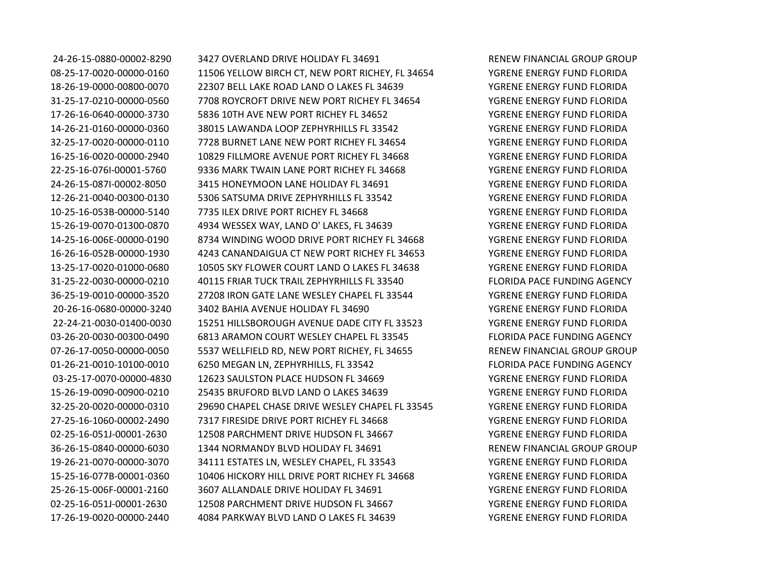| | | |
|---|---|---|
| 24-26-15-0880-00002-8290 | 3427 OVERLAND DRIVE HOLIDAY FL 34691 | RENEW FINANCIAL GROUP GROUP |
| 08-25-17-0020-00000-0160 | 11506 YELLOW BIRCH CT, NEW PORT RICHEY, FL 34654 | YGRENE ENERGY FUND FLORIDA |
| 18-26-19-0000-00800-0070 | 22307 BELL LAKE ROAD LAND O LAKES FL 34639 | YGRENE ENERGY FUND FLORIDA |
| 31-25-17-0210-00000-0560 | 7708 ROYCROFT DRIVE NEW PORT RICHEY FL 34654 | YGRENE ENERGY FUND FLORIDA |
| 17-26-16-0640-00000-3730 | 5836 10TH AVE NEW PORT RICHEY FL 34652 | YGRENE ENERGY FUND FLORIDA |
| 14-26-21-0160-00000-0360 | 38015 LAWANDA LOOP ZEPHYRHILLS FL 33542 | YGRENE ENERGY FUND FLORIDA |
| 32-25-17-0020-00000-0110 | 7728 BURNET LANE NEW PORT RICHEY FL 34654 | YGRENE ENERGY FUND FLORIDA |
| 16-25-16-0020-00000-2940 | 10829 FILLMORE AVENUE PORT RICHEY FL 34668 | YGRENE ENERGY FUND FLORIDA |
| 22-25-16-076I-00001-5760 | 9336 MARK TWAIN LANE PORT RICHEY FL 34668 | YGRENE ENERGY FUND FLORIDA |
| 24-26-15-087I-00002-8050 | 3415 HONEYMOON LANE HOLIDAY FL 34691 | YGRENE ENERGY FUND FLORIDA |
| 12-26-21-0040-00300-0130 | 5306 SATSUMA DRIVE ZEPHYRHILLS FL 33542 | YGRENE ENERGY FUND FLORIDA |
| 10-25-16-053B-00000-5140 | 7735 ILEX DRIVE PORT RICHEY FL 34668 | YGRENE ENERGY FUND FLORIDA |
| 15-26-19-0070-01300-0870 | 4934 WESSEX WAY, LAND O' LAKES, FL 34639 | YGRENE ENERGY FUND FLORIDA |
| 14-25-16-006E-00000-0190 | 8734 WINDING WOOD DRIVE PORT RICHEY FL 34668 | YGRENE ENERGY FUND FLORIDA |
| 16-26-16-052B-00000-1930 | 4243 CANANDAIGUA CT NEW PORT RICHEY FL 34653 | YGRENE ENERGY FUND FLORIDA |
| 13-25-17-0020-01000-0680 | 10505 SKY FLOWER COURT LAND O LAKES FL 34638 | YGRENE ENERGY FUND FLORIDA |
| 31-25-22-0030-00000-0210 | 40115 FRIAR TUCK TRAIL ZEPHYRHILLS FL 33540 | FLORIDA PACE FUNDING AGENCY |
| 36-25-19-0010-00000-3520 | 27208 IRON GATE LANE WESLEY CHAPEL FL 33544 | YGRENE ENERGY FUND FLORIDA |
| 20-26-16-0680-00000-3240 | 3402 BAHIA AVENUE HOLIDAY FL 34690 | YGRENE ENERGY FUND FLORIDA |
| 22-24-21-0030-01400-0030 | 15251 HILLSBOROUGH AVENUE DADE CITY FL 33523 | YGRENE ENERGY FUND FLORIDA |
| 03-26-20-0030-00300-0490 | 6813 ARAMON COURT WESLEY CHAPEL FL 33545 | FLORIDA PACE FUNDING AGENCY |
| 07-26-17-0050-00000-0050 | 5537 WELLFIELD RD, NEW PORT RICHEY, FL 34655 | RENEW FINANCIAL GROUP GROUP |
| 01-26-21-0010-10100-0010 | 6250 MEGAN LN, ZEPHYRHILLS, FL 33542 | FLORIDA PACE FUNDING AGENCY |
| 03-25-17-0070-00000-4830 | 12623 SAULSTON PLACE HUDSON FL 34669 | YGRENE ENERGY FUND FLORIDA |
| 15-26-19-0090-00900-0210 | 25435 BRUFORD BLVD LAND O LAKES 34639 | YGRENE ENERGY FUND FLORIDA |
| 32-25-20-0020-00000-0310 | 29690 CHAPEL CHASE DRIVE WESLEY CHAPEL FL 33545 | YGRENE ENERGY FUND FLORIDA |
| 27-25-16-1060-00002-2490 | 7317 FIRESIDE DRIVE PORT RICHEY FL 34668 | YGRENE ENERGY FUND FLORIDA |
| 02-25-16-051J-00001-2630 | 12508 PARCHMENT DRIVE HUDSON FL 34667 | YGRENE ENERGY FUND FLORIDA |
| 36-26-15-0840-00000-6030 | 1344 NORMANDY BLVD HOLIDAY FL 34691 | RENEW FINANCIAL GROUP GROUP |
| 19-26-21-0070-00000-3070 | 34111 ESTATES LN, WESLEY CHAPEL, FL 33543 | YGRENE ENERGY FUND FLORIDA |
| 15-25-16-077B-00001-0360 | 10406 HICKORY HILL DRIVE PORT RICHEY FL 34668 | YGRENE ENERGY FUND FLORIDA |
| 25-26-15-006F-00001-2160 | 3607 ALLANDALE DRIVE HOLIDAY FL 34691 | YGRENE ENERGY FUND FLORIDA |
| 02-25-16-051J-00001-2630 | 12508 PARCHMENT DRIVE HUDSON FL 34667 | YGRENE ENERGY FUND FLORIDA |
| 17-26-19-0020-00000-2440 | 4084 PARKWAY BLVD LAND O LAKES FL 34639 | YGRENE ENERGY FUND FLORIDA |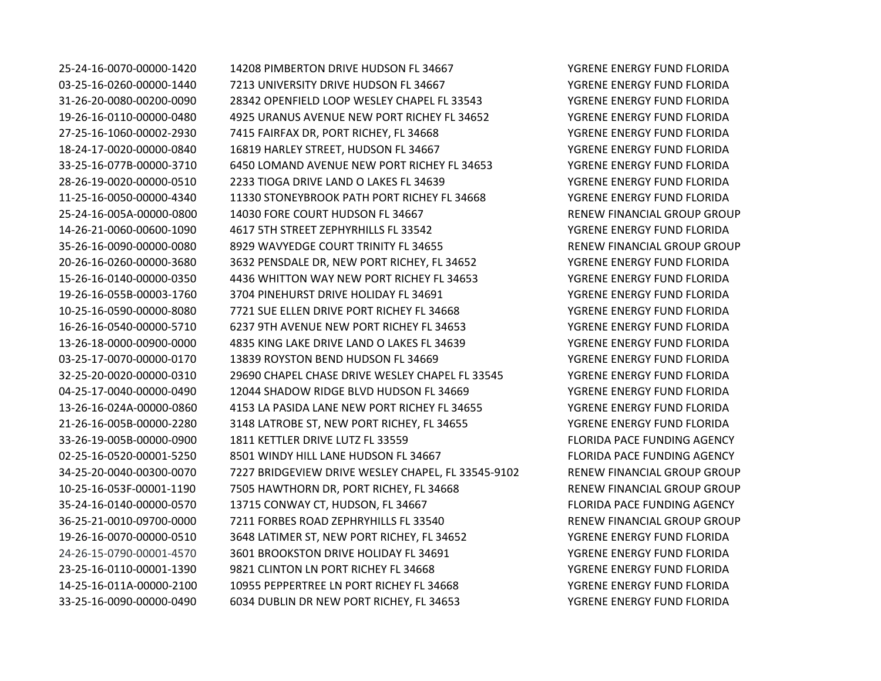| | | |
|---|---|---|
| 25-24-16-0070-00000-1420 | 14208 PIMBERTON DRIVE HUDSON FL 34667 | YGRENE ENERGY FUND FLORIDA |
| 03-25-16-0260-00000-1440 | 7213 UNIVERSITY DRIVE HUDSON FL 34667 | YGRENE ENERGY FUND FLORIDA |
| 31-26-20-0080-00200-0090 | 28342 OPENFIELD LOOP WESLEY CHAPEL FL 33543 | YGRENE ENERGY FUND FLORIDA |
| 19-26-16-0110-00000-0480 | 4925 URANUS AVENUE NEW PORT RICHEY FL 34652 | YGRENE ENERGY FUND FLORIDA |
| 27-25-16-1060-00002-2930 | 7415 FAIRFAX DR, PORT RICHEY, FL 34668 | YGRENE ENERGY FUND FLORIDA |
| 18-24-17-0020-00000-0840 | 16819 HARLEY STREET, HUDSON FL 34667 | YGRENE ENERGY FUND FLORIDA |
| 33-25-16-077B-00000-3710 | 6450 LOMAND AVENUE NEW PORT RICHEY FL 34653 | YGRENE ENERGY FUND FLORIDA |
| 28-26-19-0020-00000-0510 | 2233 TIOGA DRIVE LAND O LAKES FL 34639 | YGRENE ENERGY FUND FLORIDA |
| 11-25-16-0050-00000-4340 | 11330 STONEYBROOK PATH PORT RICHEY FL 34668 | YGRENE ENERGY FUND FLORIDA |
| 25-24-16-005A-00000-0800 | 14030 FORE COURT HUDSON FL 34667 | RENEW FINANCIAL GROUP GROUP |
| 14-26-21-0060-00600-1090 | 4617 5TH STREET ZEPHYRHILLS FL 33542 | YGRENE ENERGY FUND FLORIDA |
| 35-26-16-0090-00000-0080 | 8929 WAVYEDGE COURT TRINITY FL 34655 | RENEW FINANCIAL GROUP GROUP |
| 20-26-16-0260-00000-3680 | 3632 PENSDALE DR, NEW PORT RICHEY, FL 34652 | YGRENE ENERGY FUND FLORIDA |
| 15-26-16-0140-00000-0350 | 4436 WHITTON WAY NEW PORT RICHEY FL 34653 | YGRENE ENERGY FUND FLORIDA |
| 19-26-16-055B-00003-1760 | 3704 PINEHURST DRIVE HOLIDAY FL 34691 | YGRENE ENERGY FUND FLORIDA |
| 10-25-16-0590-00000-8080 | 7721 SUE ELLEN DRIVE PORT RICHEY FL 34668 | YGRENE ENERGY FUND FLORIDA |
| 16-26-16-0540-00000-5710 | 6237 9TH AVENUE NEW PORT RICHEY FL 34653 | YGRENE ENERGY FUND FLORIDA |
| 13-26-18-0000-00900-0000 | 4835 KING LAKE DRIVE LAND O LAKES FL 34639 | YGRENE ENERGY FUND FLORIDA |
| 03-25-17-0070-00000-0170 | 13839 ROYSTON BEND HUDSON FL 34669 | YGRENE ENERGY FUND FLORIDA |
| 32-25-20-0020-00000-0310 | 29690 CHAPEL CHASE DRIVE WESLEY CHAPEL FL 33545 | YGRENE ENERGY FUND FLORIDA |
| 04-25-17-0040-00000-0490 | 12044 SHADOW RIDGE BLVD HUDSON FL 34669 | YGRENE ENERGY FUND FLORIDA |
| 13-26-16-024A-00000-0860 | 4153 LA PASIDA LANE NEW PORT RICHEY FL 34655 | YGRENE ENERGY FUND FLORIDA |
| 21-26-16-005B-00000-2280 | 3148 LATROBE ST, NEW PORT RICHEY, FL 34655 | YGRENE ENERGY FUND FLORIDA |
| 33-26-19-005B-00000-0900 | 1811 KETTLER DRIVE LUTZ FL 33559 | FLORIDA PACE FUNDING AGENCY |
| 02-25-16-0520-00001-5250 | 8501 WINDY HILL LANE HUDSON FL 34667 | FLORIDA PACE FUNDING AGENCY |
| 34-25-20-0040-00300-0070 | 7227 BRIDGEVIEW DRIVE WESLEY CHAPEL, FL 33545-9102 | RENEW FINANCIAL GROUP GROUP |
| 10-25-16-053F-00001-1190 | 7505 HAWTHORN DR, PORT RICHEY, FL 34668 | RENEW FINANCIAL GROUP GROUP |
| 35-24-16-0140-00000-0570 | 13715 CONWAY CT, HUDSON, FL 34667 | FLORIDA PACE FUNDING AGENCY |
| 36-25-21-0010-09700-0000 | 7211 FORBES ROAD ZEPHRYHILLS FL 33540 | RENEW FINANCIAL GROUP GROUP |
| 19-26-16-0070-00000-0510 | 3648 LATIMER ST, NEW PORT RICHEY, FL 34652 | YGRENE ENERGY FUND FLORIDA |
| 24-26-15-0790-00001-4570 | 3601 BROOKSTON DRIVE HOLIDAY FL 34691 | YGRENE ENERGY FUND FLORIDA |
| 23-25-16-0110-00001-1390 | 9821 CLINTON LN PORT RICHEY FL 34668 | YGRENE ENERGY FUND FLORIDA |
| 14-25-16-011A-00000-2100 | 10955 PEPPERTREE LN PORT RICHEY FL 34668 | YGRENE ENERGY FUND FLORIDA |
| 33-25-16-0090-00000-0490 | 6034 DUBLIN DR NEW PORT RICHEY, FL 34653 | YGRENE ENERGY FUND FLORIDA |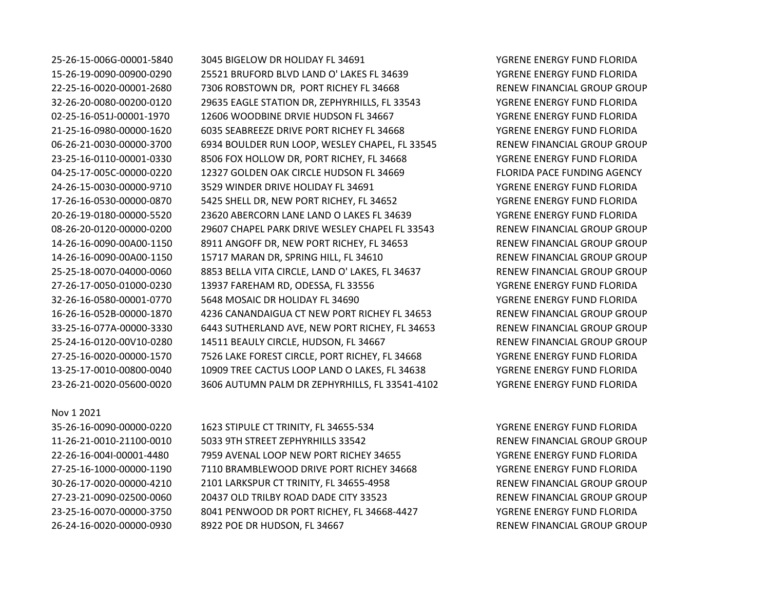| | | |
|---|---|---|
| 25-26-15-006G-00001-5840 | 3045 BIGELOW DR HOLIDAY FL 34691 | YGRENE ENERGY FUND FLORIDA |
| 15-26-19-0090-00900-0290 | 25521 BRUFORD BLVD LAND O' LAKES FL 34639 | YGRENE ENERGY FUND FLORIDA |
| 22-25-16-0020-00001-2680 | 7306 ROBSTOWN DR, PORT RICHEY FL 34668 | RENEW FINANCIAL GROUP GROUP |
| 32-26-20-0080-00200-0120 | 29635 EAGLE STATION DR, ZEPHYRHILLS, FL 33543 | YGRENE ENERGY FUND FLORIDA |
| 02-25-16-051J-00001-1970 | 12606 WOODBINE DRVIE HUDSON FL 34667 | YGRENE ENERGY FUND FLORIDA |
| 21-25-16-0980-00000-1620 | 6035 SEABREEZE DRIVE PORT RICHEY FL 34668 | YGRENE ENERGY FUND FLORIDA |
| 06-26-21-0030-00000-3700 | 6934 BOULDER RUN LOOP, WESLEY CHAPEL, FL 33545 | RENEW FINANCIAL GROUP GROUP |
| 23-25-16-0110-00001-0330 | 8506 FOX HOLLOW DR, PORT RICHEY, FL 34668 | YGRENE ENERGY FUND FLORIDA |
| 04-25-17-005C-00000-0220 | 12327 GOLDEN OAK CIRCLE HUDSON FL 34669 | FLORIDA PACE FUNDING AGENCY |
| 24-26-15-0030-00000-9710 | 3529 WINDER DRIVE HOLIDAY FL 34691 | YGRENE ENERGY FUND FLORIDA |
| 17-26-16-0530-00000-0870 | 5425 SHELL DR, NEW PORT RICHEY, FL 34652 | YGRENE ENERGY FUND FLORIDA |
| 20-26-19-0180-00000-5520 | 23620 ABERCORN LANE LAND O LAKES FL 34639 | YGRENE ENERGY FUND FLORIDA |
| 08-26-20-0120-00000-0200 | 29607 CHAPEL PARK DRIVE WESLEY CHAPEL FL 33543 | RENEW FINANCIAL GROUP GROUP |
| 14-26-16-0090-00A00-1150 | 8911 ANGOFF DR, NEW PORT RICHEY, FL 34653 | RENEW FINANCIAL GROUP GROUP |
| 14-26-16-0090-00A00-1150 | 15717 MARAN DR, SPRING HILL, FL 34610 | RENEW FINANCIAL GROUP GROUP |
| 25-25-18-0070-04000-0060 | 8853 BELLA VITA CIRCLE, LAND O' LAKES, FL 34637 | RENEW FINANCIAL GROUP GROUP |
| 27-26-17-0050-01000-0230 | 13937 FAREHAM RD, ODESSA, FL 33556 | YGRENE ENERGY FUND FLORIDA |
| 32-26-16-0580-00001-0770 | 5648 MOSAIC DR HOLIDAY FL 34690 | YGRENE ENERGY FUND FLORIDA |
| 16-26-16-052B-00000-1870 | 4236 CANANDAIGUA CT NEW PORT RICHEY FL 34653 | RENEW FINANCIAL GROUP GROUP |
| 33-25-16-077A-00000-3330 | 6443 SUTHERLAND AVE, NEW PORT RICHEY, FL 34653 | RENEW FINANCIAL GROUP GROUP |
| 25-24-16-0120-00V10-0280 | 14511 BEAULY CIRCLE, HUDSON, FL 34667 | RENEW FINANCIAL GROUP GROUP |
| 27-25-16-0020-00000-1570 | 7526 LAKE FOREST CIRCLE, PORT RICHEY, FL 34668 | YGRENE ENERGY FUND FLORIDA |
| 13-25-17-0010-00800-0040 | 10909 TREE CACTUS LOOP LAND O LAKES, FL 34638 | YGRENE ENERGY FUND FLORIDA |
| 23-26-21-0020-05600-0020 | 3606 AUTUMN PALM DR ZEPHYRHILLS, FL 33541-4102 | YGRENE ENERGY FUND FLORIDA |

Nov 1 2021

| | | |
|---|---|---|
| 35-26-16-0090-00000-0220 | 1623 STIPULE CT TRINITY, FL 34655-534 | YGRENE ENERGY FUND FLORIDA |
| 11-26-21-0010-21100-0010 | 5033 9TH STREET ZEPHYRHILLS 33542 | RENEW FINANCIAL GROUP GROUP |
| 22-26-16-004I-00001-4480 | 7959 AVENAL LOOP NEW PORT RICHEY 34655 | YGRENE ENERGY FUND FLORIDA |
| 27-25-16-1000-00000-1190 | 7110 BRAMBLEWOOD DRIVE PORT RICHEY 34668 | YGRENE ENERGY FUND FLORIDA |
| 30-26-17-0020-00000-4210 | 2101 LARKSPUR CT TRINITY, FL 34655-4958 | RENEW FINANCIAL GROUP GROUP |
| 27-23-21-0090-02500-0060 | 20437 OLD TRILBY ROAD DADE CITY 33523 | RENEW FINANCIAL GROUP GROUP |
| 23-25-16-0070-00000-3750 | 8041 PENWOOD DR PORT RICHEY, FL 34668-4427 | YGRENE ENERGY FUND FLORIDA |
| 26-24-16-0020-00000-0930 | 8922 POE DR HUDSON, FL 34667 | RENEW FINANCIAL GROUP GROUP |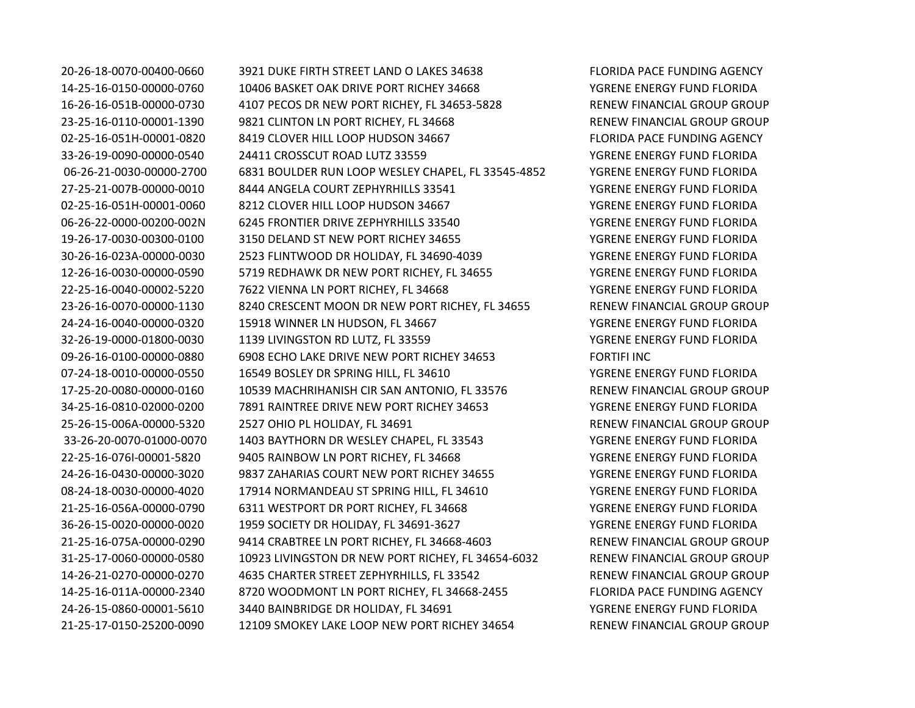| | | |
|---|---|---|
| 20-26-18-0070-00400-0660 | 3921 DUKE FIRTH STREET LAND O LAKES 34638 | FLORIDA PACE FUNDING AGENCY |
| 14-25-16-0150-00000-0760 | 10406 BASKET OAK DRIVE PORT RICHEY 34668 | YGRENE ENERGY FUND FLORIDA |
| 16-26-16-051B-00000-0730 | 4107 PECOS DR NEW PORT RICHEY, FL 34653-5828 | RENEW FINANCIAL GROUP GROUP |
| 23-25-16-0110-00001-1390 | 9821 CLINTON LN PORT RICHEY, FL 34668 | RENEW FINANCIAL GROUP GROUP |
| 02-25-16-051H-00001-0820 | 8419 CLOVER HILL LOOP HUDSON 34667 | FLORIDA PACE FUNDING AGENCY |
| 33-26-19-0090-00000-0540 | 24411 CROSSCUT ROAD LUTZ 33559 | YGRENE ENERGY FUND FLORIDA |
| 06-26-21-0030-00000-2700 | 6831 BOULDER RUN LOOP WESLEY CHAPEL, FL 33545-4852 | YGRENE ENERGY FUND FLORIDA |
| 27-25-21-007B-00000-0010 | 8444 ANGELA COURT ZEPHYRHILLS 33541 | YGRENE ENERGY FUND FLORIDA |
| 02-25-16-051H-00001-0060 | 8212 CLOVER HILL LOOP HUDSON 34667 | YGRENE ENERGY FUND FLORIDA |
| 06-26-22-0000-00200-002N | 6245 FRONTIER DRIVE ZEPHYRHILLS 33540 | YGRENE ENERGY FUND FLORIDA |
| 19-26-17-0030-00300-0100 | 3150 DELAND ST NEW PORT RICHEY 34655 | YGRENE ENERGY FUND FLORIDA |
| 30-26-16-023A-00000-0030 | 2523 FLINTWOOD DR HOLIDAY, FL 34690-4039 | YGRENE ENERGY FUND FLORIDA |
| 12-26-16-0030-00000-0590 | 5719 REDHAWK DR NEW PORT RICHEY, FL 34655 | YGRENE ENERGY FUND FLORIDA |
| 22-25-16-0040-00002-5220 | 7622 VIENNA LN PORT RICHEY, FL 34668 | YGRENE ENERGY FUND FLORIDA |
| 23-26-16-0070-00000-1130 | 8240 CRESCENT MOON DR NEW PORT RICHEY, FL 34655 | RENEW FINANCIAL GROUP GROUP |
| 24-24-16-0040-00000-0320 | 15918 WINNER LN HUDSON, FL 34667 | YGRENE ENERGY FUND FLORIDA |
| 32-26-19-0000-01800-0030 | 1139 LIVINGSTON RD LUTZ, FL 33559 | YGRENE ENERGY FUND FLORIDA |
| 09-26-16-0100-00000-0880 | 6908 ECHO LAKE DRIVE NEW PORT RICHEY 34653 | FORTIFI INC |
| 07-24-18-0010-00000-0550 | 16549 BOSLEY DR SPRING HILL, FL 34610 | YGRENE ENERGY FUND FLORIDA |
| 17-25-20-0080-00000-0160 | 10539 MACHRIHANISH CIR SAN ANTONIO, FL 33576 | RENEW FINANCIAL GROUP GROUP |
| 34-25-16-0810-02000-0200 | 7891 RAINTREE DRIVE NEW PORT RICHEY 34653 | YGRENE ENERGY FUND FLORIDA |
| 25-26-15-006A-00000-5320 | 2527 OHIO PL HOLIDAY, FL 34691 | RENEW FINANCIAL GROUP GROUP |
| 33-26-20-0070-01000-0070 | 1403 BAYTHORN DR WESLEY CHAPEL, FL 33543 | YGRENE ENERGY FUND FLORIDA |
| 22-25-16-076I-00001-5820 | 9405 RAINBOW LN PORT RICHEY, FL 34668 | YGRENE ENERGY FUND FLORIDA |
| 24-26-16-0430-00000-3020 | 9837 ZAHARIAS COURT NEW PORT RICHEY 34655 | YGRENE ENERGY FUND FLORIDA |
| 08-24-18-0030-00000-4020 | 17914 NORMANDEAU ST SPRING HILL, FL 34610 | YGRENE ENERGY FUND FLORIDA |
| 21-25-16-056A-00000-0790 | 6311 WESTPORT DR PORT RICHEY, FL 34668 | YGRENE ENERGY FUND FLORIDA |
| 36-26-15-0020-00000-0020 | 1959 SOCIETY DR HOLIDAY, FL 34691-3627 | YGRENE ENERGY FUND FLORIDA |
| 21-25-16-075A-00000-0290 | 9414 CRABTREE LN PORT RICHEY, FL 34668-4603 | RENEW FINANCIAL GROUP GROUP |
| 31-25-17-0060-00000-0580 | 10923 LIVINGSTON DR NEW PORT RICHEY, FL 34654-6032 | RENEW FINANCIAL GROUP GROUP |
| 14-26-21-0270-00000-0270 | 4635 CHARTER STREET ZEPHYRHILLS, FL 33542 | RENEW FINANCIAL GROUP GROUP |
| 14-25-16-011A-00000-2340 | 8720 WOODMONT LN PORT RICHEY, FL 34668-2455 | FLORIDA PACE FUNDING AGENCY |
| 24-26-15-0860-00001-5610 | 3440 BAINBRIDGE DR HOLIDAY, FL 34691 | YGRENE ENERGY FUND FLORIDA |
| 21-25-17-0150-25200-0090 | 12109 SMOKEY LAKE LOOP NEW PORT RICHEY 34654 | RENEW FINANCIAL GROUP GROUP |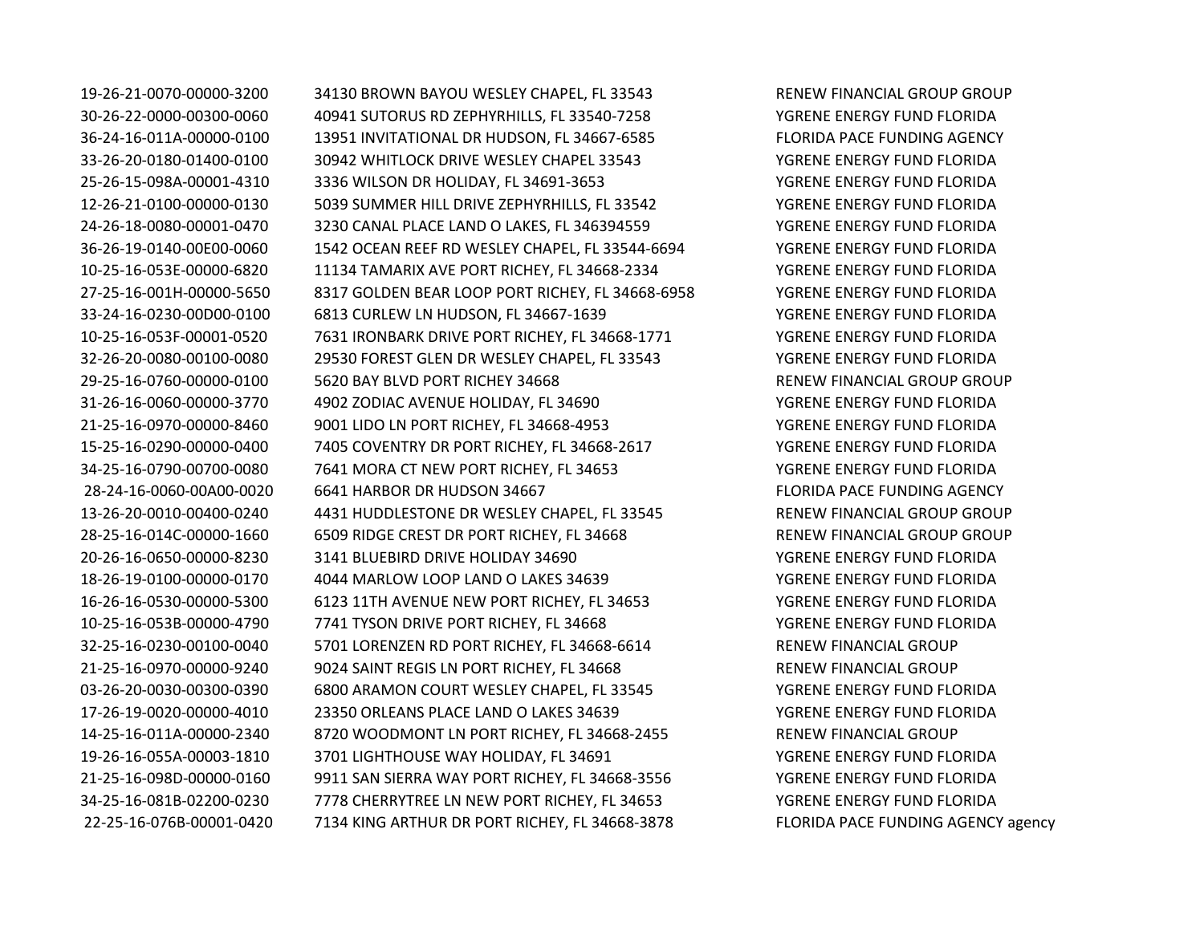| | | |
|---|---|---|
| 19-26-21-0070-00000-3200 | 34130 BROWN BAYOU WESLEY CHAPEL, FL 33543 | RENEW FINANCIAL GROUP GROUP |
| 30-26-22-0000-00300-0060 | 40941 SUTORUS RD ZEPHYRHILLS, FL 33540-7258 | YGRENE ENERGY FUND FLORIDA |
| 36-24-16-011A-00000-0100 | 13951 INVITATIONAL DR HUDSON, FL 34667-6585 | FLORIDA PACE FUNDING AGENCY |
| 33-26-20-0180-01400-0100 | 30942 WHITLOCK DRIVE WESLEY CHAPEL 33543 | YGRENE ENERGY FUND FLORIDA |
| 25-26-15-098A-00001-4310 | 3336 WILSON DR HOLIDAY, FL 34691-3653 | YGRENE ENERGY FUND FLORIDA |
| 12-26-21-0100-00000-0130 | 5039 SUMMER HILL DRIVE ZEPHYRHILLS, FL 33542 | YGRENE ENERGY FUND FLORIDA |
| 24-26-18-0080-00001-0470 | 3230 CANAL PLACE LAND O LAKES, FL 346394559 | YGRENE ENERGY FUND FLORIDA |
| 36-26-19-0140-00E00-0060 | 1542 OCEAN REEF RD WESLEY CHAPEL, FL 33544-6694 | YGRENE ENERGY FUND FLORIDA |
| 10-25-16-053E-00000-6820 | 11134 TAMARIX AVE PORT RICHEY, FL 34668-2334 | YGRENE ENERGY FUND FLORIDA |
| 27-25-16-001H-00000-5650 | 8317 GOLDEN BEAR LOOP PORT RICHEY, FL 34668-6958 | YGRENE ENERGY FUND FLORIDA |
| 33-24-16-0230-00D00-0100 | 6813 CURLEW LN HUDSON, FL 34667-1639 | YGRENE ENERGY FUND FLORIDA |
| 10-25-16-053F-00001-0520 | 7631 IRONBARK DRIVE PORT RICHEY, FL 34668-1771 | YGRENE ENERGY FUND FLORIDA |
| 32-26-20-0080-00100-0080 | 29530 FOREST GLEN DR WESLEY CHAPEL, FL 33543 | YGRENE ENERGY FUND FLORIDA |
| 29-25-16-0760-00000-0100 | 5620 BAY BLVD PORT RICHEY 34668 | RENEW FINANCIAL GROUP GROUP |
| 31-26-16-0060-00000-3770 | 4902 ZODIAC AVENUE HOLIDAY, FL 34690 | YGRENE ENERGY FUND FLORIDA |
| 21-25-16-0970-00000-8460 | 9001 LIDO LN PORT RICHEY, FL 34668-4953 | YGRENE ENERGY FUND FLORIDA |
| 15-25-16-0290-00000-0400 | 7405 COVENTRY DR PORT RICHEY, FL 34668-2617 | YGRENE ENERGY FUND FLORIDA |
| 34-25-16-0790-00700-0080 | 7641 MORA CT NEW PORT RICHEY, FL 34653 | YGRENE ENERGY FUND FLORIDA |
| 28-24-16-0060-00A00-0020 | 6641 HARBOR DR HUDSON 34667 | FLORIDA PACE FUNDING AGENCY |
| 13-26-20-0010-00400-0240 | 4431 HUDDLESTONE DR WESLEY CHAPEL, FL 33545 | RENEW FINANCIAL GROUP GROUP |
| 28-25-16-014C-00000-1660 | 6509 RIDGE CREST DR PORT RICHEY, FL 34668 | RENEW FINANCIAL GROUP GROUP |
| 20-26-16-0650-00000-8230 | 3141 BLUEBIRD DRIVE HOLIDAY 34690 | YGRENE ENERGY FUND FLORIDA |
| 18-26-19-0100-00000-0170 | 4044 MARLOW LOOP LAND O LAKES 34639 | YGRENE ENERGY FUND FLORIDA |
| 16-26-16-0530-00000-5300 | 6123 11TH AVENUE NEW PORT RICHEY, FL 34653 | YGRENE ENERGY FUND FLORIDA |
| 10-25-16-053B-00000-4790 | 7741 TYSON DRIVE PORT RICHEY, FL 34668 | YGRENE ENERGY FUND FLORIDA |
| 32-25-16-0230-00100-0040 | 5701 LORENZEN RD PORT RICHEY, FL 34668-6614 | RENEW FINANCIAL GROUP |
| 21-25-16-0970-00000-9240 | 9024 SAINT REGIS LN PORT RICHEY, FL 34668 | RENEW FINANCIAL GROUP |
| 03-26-20-0030-00300-0390 | 6800 ARAMON COURT WESLEY CHAPEL, FL 33545 | YGRENE ENERGY FUND FLORIDA |
| 17-26-19-0020-00000-4010 | 23350 ORLEANS PLACE LAND O LAKES 34639 | YGRENE ENERGY FUND FLORIDA |
| 14-25-16-011A-00000-2340 | 8720 WOODMONT LN PORT RICHEY, FL 34668-2455 | RENEW FINANCIAL GROUP |
| 19-26-16-055A-00003-1810 | 3701 LIGHTHOUSE WAY HOLIDAY, FL 34691 | YGRENE ENERGY FUND FLORIDA |
| 21-25-16-098D-00000-0160 | 9911 SAN SIERRA WAY PORT RICHEY, FL 34668-3556 | YGRENE ENERGY FUND FLORIDA |
| 34-25-16-081B-02200-0230 | 7778 CHERRYTREE LN NEW PORT RICHEY, FL 34653 | YGRENE ENERGY FUND FLORIDA |
| 22-25-16-076B-00001-0420 | 7134 KING ARTHUR DR PORT RICHEY, FL 34668-3878 | FLORIDA PACE FUNDING AGENCY agency |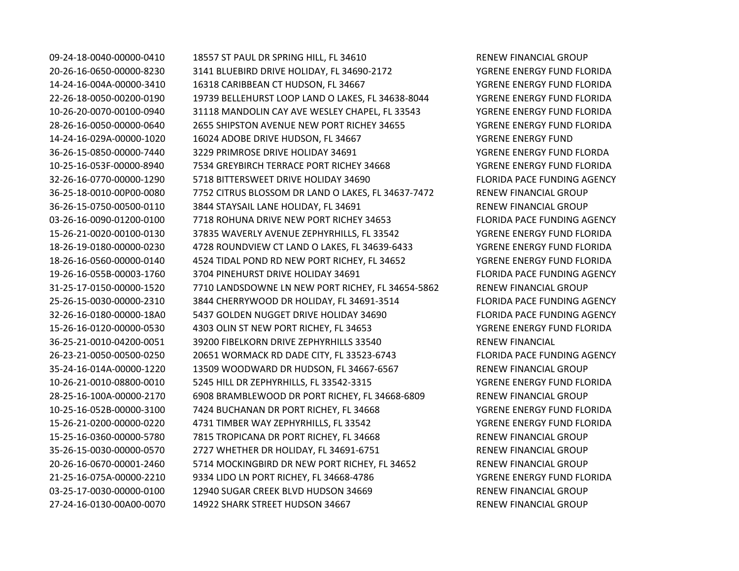| | | |
|---|---|---|
| 09-24-18-0040-00000-0410 | 18557 ST PAUL DR SPRING HILL, FL 34610 | RENEW FINANCIAL GROUP |
| 20-26-16-0650-00000-8230 | 3141 BLUEBIRD DRIVE HOLIDAY, FL 34690-2172 | YGRENE ENERGY FUND FLORIDA |
| 14-24-16-004A-00000-3410 | 16318 CARIBBEAN CT HUDSON, FL 34667 | YGRENE ENERGY FUND FLORIDA |
| 22-26-18-0050-00200-0190 | 19739 BELLEHURST LOOP LAND O LAKES, FL 34638-8044 | YGRENE ENERGY FUND FLORIDA |
| 10-26-20-0070-00100-0940 | 31118 MANDOLIN CAY AVE WESLEY CHAPEL, FL 33543 | YGRENE ENERGY FUND FLORIDA |
| 28-26-16-0050-00000-0640 | 2655 SHIPSTON AVENUE NEW PORT RICHEY 34655 | YGRENE ENERGY FUND FLORIDA |
| 14-24-16-029A-00000-1020 | 16024 ADOBE DRIVE HUDSON, FL 34667 | YGRENE ENERGY FUND |
| 36-26-15-0850-00000-7440 | 3229 PRIMROSE DRIVE HOLIDAY 34691 | YGRENE ENERGY FUND FLORDA |
| 10-25-16-053F-00000-8940 | 7534 GREYBIRCH TERRACE PORT RICHEY 34668 | YGRENE ENERGY FUND FLORIDA |
| 32-26-16-0770-00000-1290 | 5718 BITTERSWEET DRIVE HOLIDAY 34690 | FLORIDA PACE FUNDING AGENCY |
| 36-25-18-0010-00P00-0080 | 7752 CITRUS BLOSSOM DR LAND O LAKES, FL 34637-7472 | RENEW FINANCIAL GROUP |
| 36-26-15-0750-00500-0110 | 3844 STAYSAIL LANE HOLIDAY, FL 34691 | RENEW FINANCIAL GROUP |
| 03-26-16-0090-01200-0100 | 7718 ROHUNA DRIVE NEW PORT RICHEY 34653 | FLORIDA PACE FUNDING AGENCY |
| 15-26-21-0020-00100-0130 | 37835 WAVERLY AVENUE ZEPHYRHILLS, FL 33542 | YGRENE ENERGY FUND FLORIDA |
| 18-26-19-0180-00000-0230 | 4728 ROUNDVIEW CT LAND O LAKES, FL 34639-6433 | YGRENE ENERGY FUND FLORIDA |
| 18-26-16-0560-00000-0140 | 4524 TIDAL POND RD NEW PORT RICHEY, FL 34652 | YGRENE ENERGY FUND FLORIDA |
| 19-26-16-055B-00003-1760 | 3704 PINEHURST DRIVE HOLIDAY 34691 | FLORIDA PACE FUNDING AGENCY |
| 31-25-17-0150-00000-1520 | 7710 LANDSDOWNE LN NEW PORT RICHEY, FL 34654-5862 | RENEW FINANCIAL GROUP |
| 25-26-15-0030-00000-2310 | 3844 CHERRYWOOD DR HOLIDAY, FL 34691-3514 | FLORIDA PACE FUNDING AGENCY |
| 32-26-16-0180-00000-18A0 | 5437 GOLDEN NUGGET DRIVE HOLIDAY 34690 | FLORIDA PACE FUNDING AGENCY |
| 15-26-16-0120-00000-0530 | 4303 OLIN ST NEW PORT RICHEY, FL 34653 | YGRENE ENERGY FUND FLORIDA |
| 36-25-21-0010-04200-0051 | 39200 FIBELKORN DRIVE ZEPHYRHILLS 33540 | RENEW FINANCIAL |
| 26-23-21-0050-00500-0250 | 20651 WORMACK RD DADE CITY, FL 33523-6743 | FLORIDA PACE FUNDING AGENCY |
| 35-24-16-014A-00000-1220 | 13509 WOODWARD DR HUDSON, FL 34667-6567 | RENEW FINANCIAL GROUP |
| 10-26-21-0010-08800-0010 | 5245 HILL DR ZEPHYRHILLS, FL 33542-3315 | YGRENE ENERGY FUND FLORIDA |
| 28-25-16-100A-00000-2170 | 6908 BRAMBLEWOOD DR PORT RICHEY, FL 34668-6809 | RENEW FINANCIAL GROUP |
| 10-25-16-052B-00000-3100 | 7424 BUCHANAN DR PORT RICHEY, FL 34668 | YGRENE ENERGY FUND FLORIDA |
| 15-26-21-0200-00000-0220 | 4731 TIMBER WAY ZEPHYRHILLS, FL 33542 | YGRENE ENERGY FUND FLORIDA |
| 15-25-16-0360-00000-5780 | 7815 TROPICANA DR PORT RICHEY, FL 34668 | RENEW FINANCIAL GROUP |
| 35-26-15-0030-00000-0570 | 2727 WHETHER DR HOLIDAY, FL 34691-6751 | RENEW FINANCIAL GROUP |
| 20-26-16-0670-00001-2460 | 5714 MOCKINGBIRD DR NEW PORT RICHEY, FL 34652 | RENEW FINANCIAL GROUP |
| 21-25-16-075A-00000-2210 | 9334 LIDO LN PORT RICHEY, FL 34668-4786 | YGRENE ENERGY FUND FLORIDA |
| 03-25-17-0030-00000-0100 | 12940 SUGAR CREEK BLVD HUDSON 34669 | RENEW FINANCIAL GROUP |
| 27-24-16-0130-00A00-0070 | 14922 SHARK STREET HUDSON 34667 | RENEW FINANCIAL GROUP |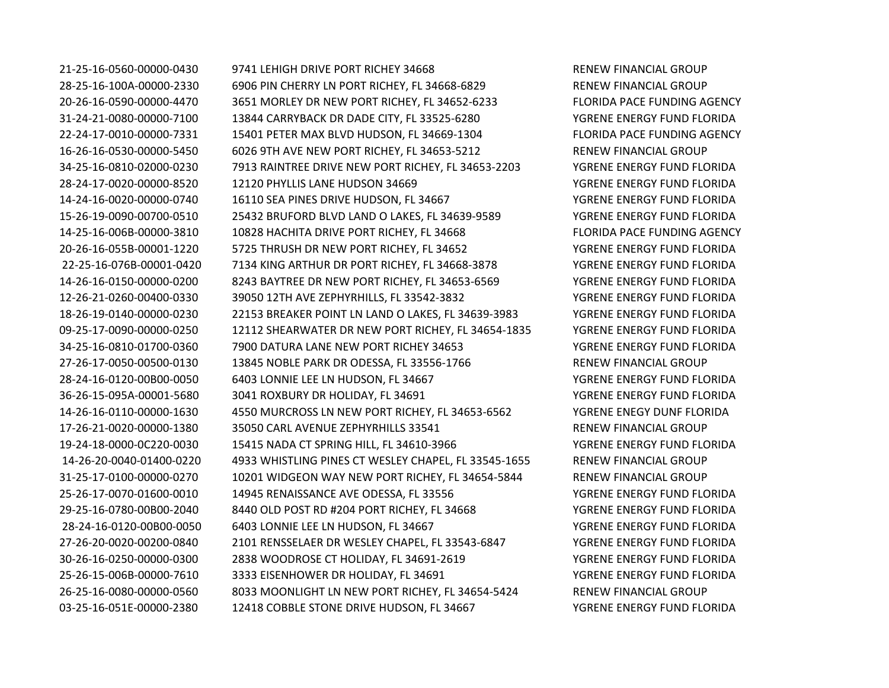| | | |
|---|---|---|
| 21-25-16-0560-00000-0430 | 9741 LEHIGH DRIVE PORT RICHEY 34668 | RENEW FINANCIAL GROUP |
| 28-25-16-100A-00000-2330 | 6906 PIN CHERRY LN PORT RICHEY, FL 34668-6829 | RENEW FINANCIAL GROUP |
| 20-26-16-0590-00000-4470 | 3651 MORLEY DR NEW PORT RICHEY, FL 34652-6233 | FLORIDA PACE FUNDING AGENCY |
| 31-24-21-0080-00000-7100 | 13844 CARRYBACK DR DADE CITY, FL 33525-6280 | YGRENE ENERGY FUND FLORIDA |
| 22-24-17-0010-00000-7331 | 15401 PETER MAX BLVD HUDSON, FL 34669-1304 | FLORIDA PACE FUNDING AGENCY |
| 16-26-16-0530-00000-5450 | 6026 9TH AVE NEW PORT RICHEY, FL 34653-5212 | RENEW FINANCIAL GROUP |
| 34-25-16-0810-02000-0230 | 7913 RAINTREE DRIVE NEW PORT RICHEY, FL 34653-2203 | YGRENE ENERGY FUND FLORIDA |
| 28-24-17-0020-00000-8520 | 12120 PHYLLIS LANE HUDSON 34669 | YGRENE ENERGY FUND FLORIDA |
| 14-24-16-0020-00000-0740 | 16110 SEA PINES DRIVE HUDSON, FL 34667 | YGRENE ENERGY FUND FLORIDA |
| 15-26-19-0090-00700-0510 | 25432 BRUFORD BLVD LAND O LAKES, FL 34639-9589 | YGRENE ENERGY FUND FLORIDA |
| 14-25-16-006B-00000-3810 | 10828 HACHITA DRIVE PORT RICHEY, FL 34668 | FLORIDA PACE FUNDING AGENCY |
| 20-26-16-055B-00001-1220 | 5725 THRUSH DR NEW PORT RICHEY, FL 34652 | YGRENE ENERGY FUND FLORIDA |
| 22-25-16-076B-00001-0420 | 7134 KING ARTHUR DR PORT RICHEY, FL 34668-3878 | YGRENE ENERGY FUND FLORIDA |
| 14-26-16-0150-00000-0200 | 8243 BAYTREE DR NEW PORT RICHEY, FL 34653-6569 | YGRENE ENERGY FUND FLORIDA |
| 12-26-21-0260-00400-0330 | 39050 12TH AVE ZEPHYRHILLS, FL 33542-3832 | YGRENE ENERGY FUND FLORIDA |
| 18-26-19-0140-00000-0230 | 22153 BREAKER POINT LN LAND O LAKES, FL 34639-3983 | YGRENE ENERGY FUND FLORIDA |
| 09-25-17-0090-00000-0250 | 12112 SHEARWATER DR NEW PORT RICHEY, FL 34654-1835 | YGRENE ENERGY FUND FLORIDA |
| 34-25-16-0810-01700-0360 | 7900 DATURA LANE NEW PORT RICHEY 34653 | YGRENE ENERGY FUND FLORIDA |
| 27-26-17-0050-00500-0130 | 13845 NOBLE PARK DR ODESSA, FL 33556-1766 | RENEW FINANCIAL GROUP |
| 28-24-16-0120-00B00-0050 | 6403 LONNIE LEE LN HUDSON, FL 34667 | YGRENE ENERGY FUND FLORIDA |
| 36-26-15-095A-00001-5680 | 3041 ROXBURY DR HOLIDAY, FL 34691 | YGRENE ENERGY FUND FLORIDA |
| 14-26-16-0110-00000-1630 | 4550 MURCROSS LN NEW PORT RICHEY, FL 34653-6562 | YGRENE ENEGY DUNF FLORIDA |
| 17-26-21-0020-00000-1380 | 35050 CARL AVENUE ZEPHYRHILLS 33541 | RENEW FINANCIAL GROUP |
| 19-24-18-0000-0C220-0030 | 15415 NADA CT SPRING HILL, FL 34610-3966 | YGRENE ENERGY FUND FLORIDA |
| 14-26-20-0040-01400-0220 | 4933 WHISTLING PINES CT WESLEY CHAPEL, FL 33545-1655 | RENEW FINANCIAL GROUP |
| 31-25-17-0100-00000-0270 | 10201 WIDGEON WAY NEW PORT RICHEY, FL 34654-5844 | RENEW FINANCIAL GROUP |
| 25-26-17-0070-01600-0010 | 14945 RENAISSANCE AVE ODESSA, FL 33556 | YGRENE ENERGY FUND FLORIDA |
| 29-25-16-0780-00B00-2040 | 8440 OLD POST RD #204 PORT RICHEY, FL 34668 | YGRENE ENERGY FUND FLORIDA |
| 28-24-16-0120-00B00-0050 | 6403 LONNIE LEE LN HUDSON, FL 34667 | YGRENE ENERGY FUND FLORIDA |
| 27-26-20-0020-00200-0840 | 2101 RENSSELAER DR WESLEY CHAPEL, FL 33543-6847 | YGRENE ENERGY FUND FLORIDA |
| 30-26-16-0250-00000-0300 | 2838 WOODROSE CT HOLIDAY, FL 34691-2619 | YGRENE ENERGY FUND FLORIDA |
| 25-26-15-006B-00000-7610 | 3333 EISENHOWER DR HOLIDAY, FL 34691 | YGRENE ENERGY FUND FLORIDA |
| 26-25-16-0080-00000-0560 | 8033 MOONLIGHT LN NEW PORT RICHEY, FL 34654-5424 | RENEW FINANCIAL GROUP |
| 03-25-16-051E-00000-2380 | 12418 COBBLE STONE DRIVE HUDSON, FL 34667 | YGRENE ENERGY FUND FLORIDA |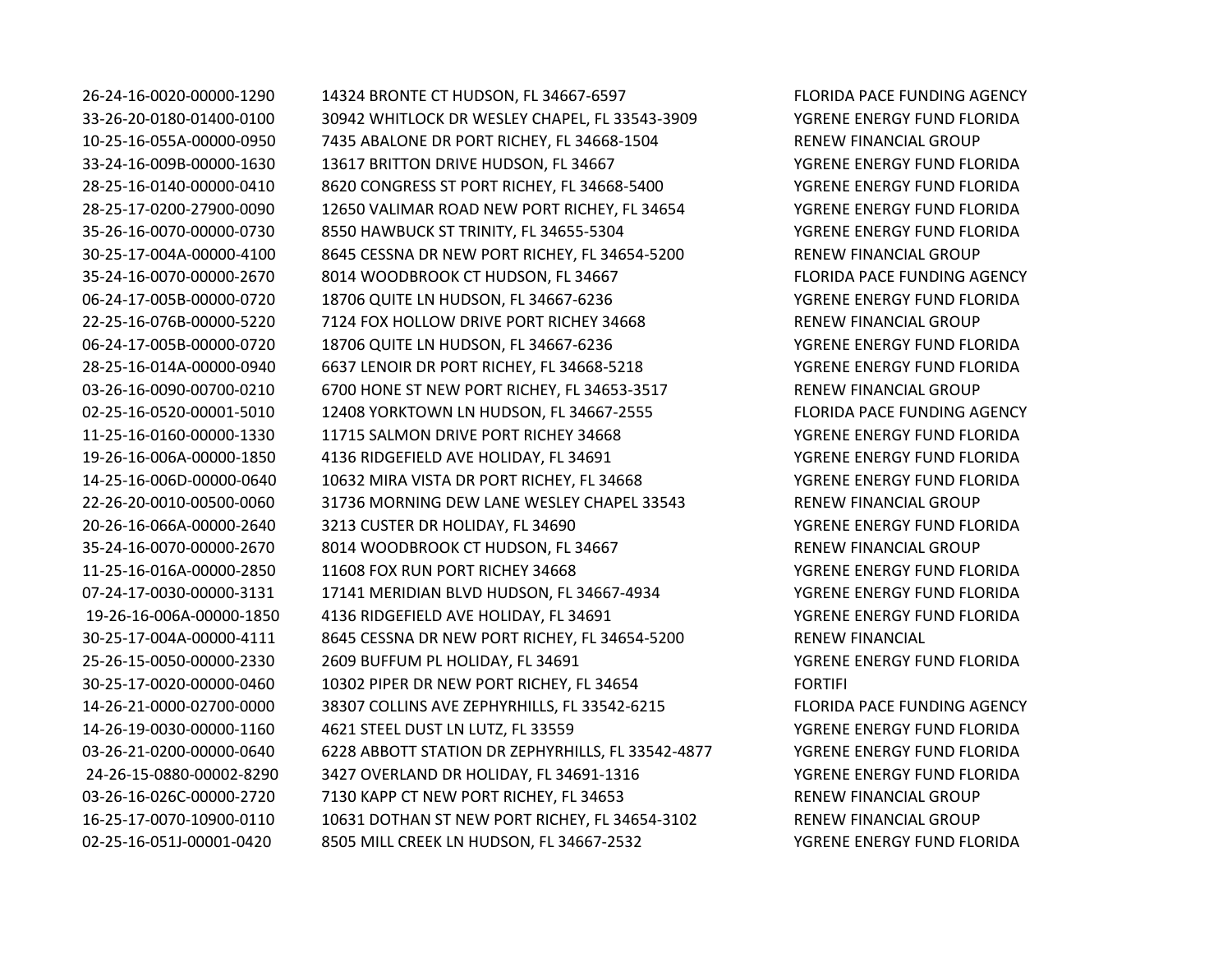| | | |
|---|---|---|
| 26-24-16-0020-00000-1290 | 14324 BRONTE CT HUDSON, FL 34667-6597 | FLORIDA PACE FUNDING AGENCY |
| 33-26-20-0180-01400-0100 | 30942 WHITLOCK DR WESLEY CHAPEL, FL 33543-3909 | YGRENE ENERGY FUND FLORIDA |
| 10-25-16-055A-00000-0950 | 7435 ABALONE DR PORT RICHEY, FL 34668-1504 | RENEW FINANCIAL GROUP |
| 33-24-16-009B-00000-1630 | 13617 BRITTON DRIVE HUDSON, FL 34667 | YGRENE ENERGY FUND FLORIDA |
| 28-25-16-0140-00000-0410 | 8620 CONGRESS ST PORT RICHEY, FL 34668-5400 | YGRENE ENERGY FUND FLORIDA |
| 28-25-17-0200-27900-0090 | 12650 VALIMAR ROAD NEW PORT RICHEY, FL 34654 | YGRENE ENERGY FUND FLORIDA |
| 35-26-16-0070-00000-0730 | 8550 HAWBUCK ST TRINITY, FL 34655-5304 | YGRENE ENERGY FUND FLORIDA |
| 30-25-17-004A-00000-4100 | 8645 CESSNA DR NEW PORT RICHEY, FL 34654-5200 | RENEW FINANCIAL GROUP |
| 35-24-16-0070-00000-2670 | 8014 WOODBROOK CT HUDSON, FL 34667 | FLORIDA PACE FUNDING AGENCY |
| 06-24-17-005B-00000-0720 | 18706 QUITE LN HUDSON, FL 34667-6236 | YGRENE ENERGY FUND FLORIDA |
| 22-25-16-076B-00000-5220 | 7124 FOX HOLLOW DRIVE PORT RICHEY 34668 | RENEW FINANCIAL GROUP |
| 06-24-17-005B-00000-0720 | 18706 QUITE LN HUDSON, FL 34667-6236 | YGRENE ENERGY FUND FLORIDA |
| 28-25-16-014A-00000-0940 | 6637 LENOIR DR PORT RICHEY, FL 34668-5218 | YGRENE ENERGY FUND FLORIDA |
| 03-26-16-0090-00700-0210 | 6700 HONE ST NEW PORT RICHEY, FL 34653-3517 | RENEW FINANCIAL GROUP |
| 02-25-16-0520-00001-5010 | 12408 YORKTOWN LN HUDSON, FL 34667-2555 | FLORIDA PACE FUNDING AGENCY |
| 11-25-16-0160-00000-1330 | 11715 SALMON DRIVE PORT RICHEY 34668 | YGRENE ENERGY FUND FLORIDA |
| 19-26-16-006A-00000-1850 | 4136 RIDGEFIELD AVE HOLIDAY, FL 34691 | YGRENE ENERGY FUND FLORIDA |
| 14-25-16-006D-00000-0640 | 10632 MIRA VISTA DR PORT RICHEY, FL 34668 | YGRENE ENERGY FUND FLORIDA |
| 22-26-20-0010-00500-0060 | 31736 MORNING DEW LANE WESLEY CHAPEL 33543 | RENEW FINANCIAL GROUP |
| 20-26-16-066A-00000-2640 | 3213 CUSTER DR HOLIDAY, FL 34690 | YGRENE ENERGY FUND FLORIDA |
| 35-24-16-0070-00000-2670 | 8014 WOODBROOK CT HUDSON, FL 34667 | RENEW FINANCIAL GROUP |
| 11-25-16-016A-00000-2850 | 11608 FOX RUN PORT RICHEY 34668 | YGRENE ENERGY FUND FLORIDA |
| 07-24-17-0030-00000-3131 | 17141 MERIDIAN BLVD HUDSON, FL 34667-4934 | YGRENE ENERGY FUND FLORIDA |
| 19-26-16-006A-00000-1850 | 4136 RIDGEFIELD AVE HOLIDAY, FL 34691 | YGRENE ENERGY FUND FLORIDA |
| 30-25-17-004A-00000-4111 | 8645 CESSNA DR NEW PORT RICHEY, FL 34654-5200 | RENEW FINANCIAL |
| 25-26-15-0050-00000-2330 | 2609 BUFFUM PL HOLIDAY, FL 34691 | YGRENE ENERGY FUND FLORIDA |
| 30-25-17-0020-00000-0460 | 10302 PIPER DR NEW PORT RICHEY, FL 34654 | FORTIFI |
| 14-26-21-0000-02700-0000 | 38307 COLLINS AVE ZEPHYRHILLS, FL 33542-6215 | FLORIDA PACE FUNDING AGENCY |
| 14-26-19-0030-00000-1160 | 4621 STEEL DUST LN LUTZ, FL 33559 | YGRENE ENERGY FUND FLORIDA |
| 03-26-21-0200-00000-0640 | 6228 ABBOTT STATION DR ZEPHYRHILLS, FL 33542-4877 | YGRENE ENERGY FUND FLORIDA |
| 24-26-15-0880-00002-8290 | 3427 OVERLAND DR HOLIDAY, FL 34691-1316 | YGRENE ENERGY FUND FLORIDA |
| 03-26-16-026C-00000-2720 | 7130 KAPP CT NEW PORT RICHEY, FL 34653 | RENEW FINANCIAL GROUP |
| 16-25-17-0070-10900-0110 | 10631 DOTHAN ST NEW PORT RICHEY, FL 34654-3102 | RENEW FINANCIAL GROUP |
| 02-25-16-051J-00001-0420 | 8505 MILL CREEK LN HUDSON, FL 34667-2532 | YGRENE ENERGY FUND FLORIDA |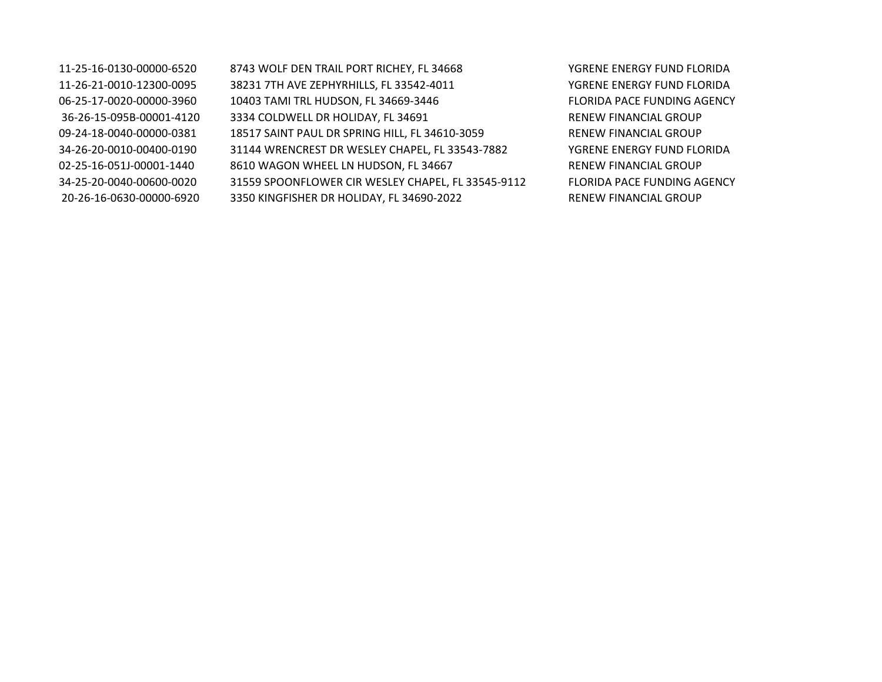| | | |
|---|---|---|
| 11-25-16-0130-00000-6520 | 8743 WOLF DEN TRAIL PORT RICHEY, FL 34668 | YGRENE ENERGY FUND FLORIDA |
| 11-26-21-0010-12300-0095 | 38231 7TH AVE ZEPHYRHILLS, FL 33542-4011 | YGRENE ENERGY FUND FLORIDA |
| 06-25-17-0020-00000-3960 | 10403 TAMI TRL HUDSON, FL 34669-3446 | FLORIDA PACE FUNDING AGENCY |
| 36-26-15-095B-00001-4120 | 3334 COLDWELL DR HOLIDAY, FL 34691 | RENEW FINANCIAL GROUP |
| 09-24-18-0040-00000-0381 | 18517 SAINT PAUL DR SPRING HILL, FL 34610-3059 | RENEW FINANCIAL GROUP |
| 34-26-20-0010-00400-0190 | 31144 WRENCREST DR WESLEY CHAPEL, FL 33543-7882 | YGRENE ENERGY FUND FLORIDA |
| 02-25-16-051J-00001-1440 | 8610 WAGON WHEEL LN HUDSON, FL 34667 | RENEW FINANCIAL GROUP |
| 34-25-20-0040-00600-0020 | 31559 SPOONFLOWER CIR WESLEY CHAPEL, FL 33545-9112 | FLORIDA PACE FUNDING AGENCY |
| 20-26-16-0630-00000-6920 | 3350 KINGFISHER DR HOLIDAY, FL 34690-2022 | RENEW FINANCIAL GROUP |